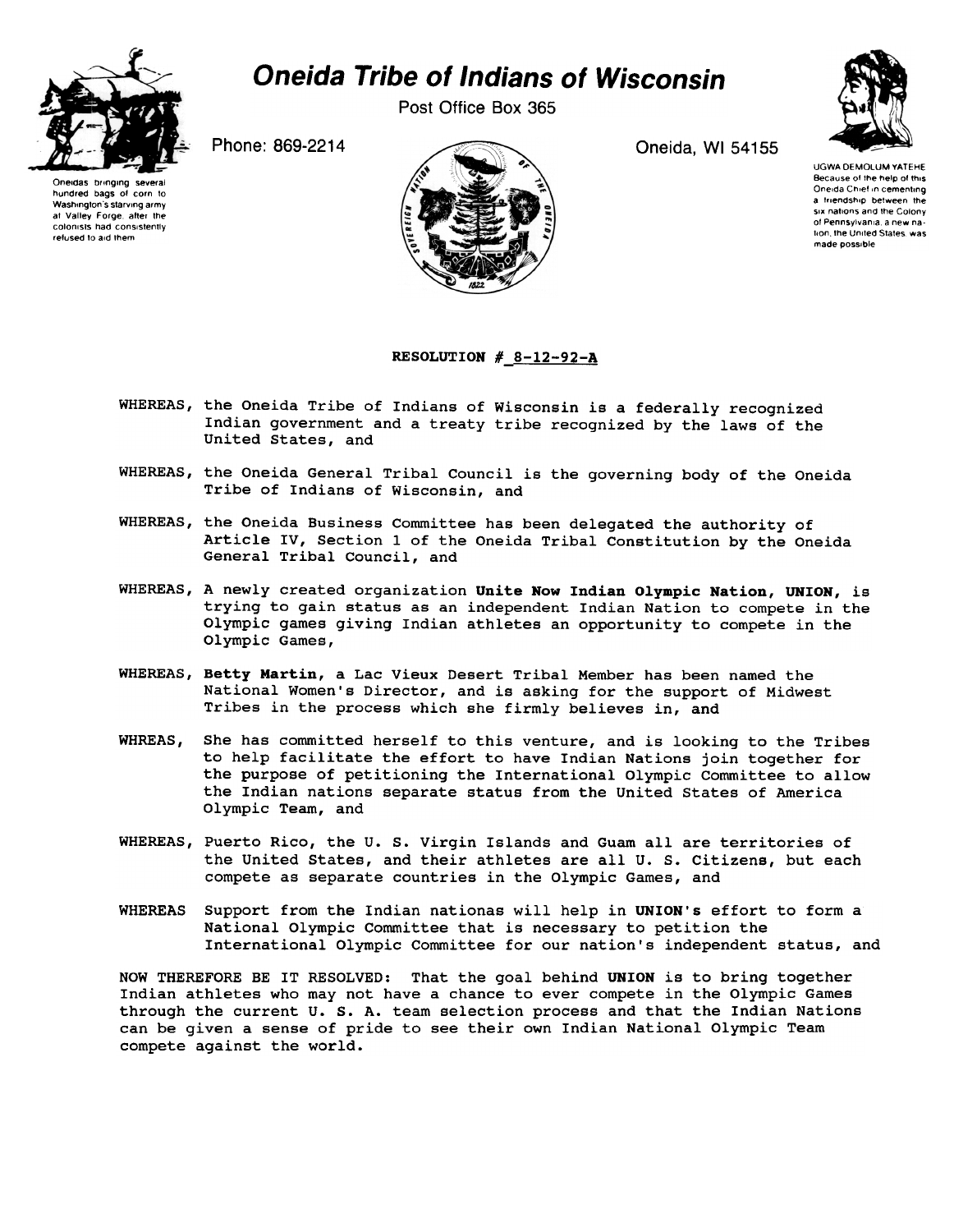# Oneida Tribe of Indians of Wisconsin

Post Office Box 365

Phone: 869-2214

Oneida, WI 54155

Oneidas bringing several hundred bags of corn to Washington's starving army at Valley Forge, after the colonists had consistently refused to aid them

UGWA DEMOLUM YATEHE
Because of the help of this Oneida Chief in cementing a friendship between the six nations and the Colony of Pennsylvania, a new nation, the United States was made possible

**RESOLUTION # 8-12-92-A**

WHEREAS, the Oneida Tribe of Indians of Wisconsin is a federally recognized Indian government and a treaty tribe recognized by the laws of the United States, and

WHEREAS, the Oneida General Tribal Council is the governing body of the Oneida Tribe of Indians of Wisconsin, and

WHEREAS, the Oneida Business Committee has been delegated the authority of Article IV, Section 1 of the Oneida Tribal Constitution by the Oneida General Tribal Council, and

WHEREAS, A newly created organization **Unite Now Indian Olympic Nation, UNION,** is trying to gain status as an independent Indian Nation to compete in the Olympic games giving Indian athletes an opportunity to compete in the Olympic Games,

WHEREAS, **Betty Martin,** a Lac Vieux Desert Tribal Member has been named the National Women's Director, and is asking for the support of Midwest Tribes in the process which she firmly believes in, and

WHREAS, She has committed herself to this venture, and is looking to the Tribes to help facilitate the effort to have Indian Nations join together for the purpose of petitioning the International Olympic Committee to allow the Indian nations separate status from the United States of America Olympic Team, and

WHEREAS, Puerto Rico, the U. S. Virgin Islands and Guam all are territories of the United States, and their athletes are all U. S. Citizens, but each compete as separate countries in the Olympic Games, and

WHEREAS Support from the Indian nationas will help in **UNION's** effort to form a National Olympic Committee that is necessary to petition the International Olympic Committee for our nation's independent status, and

NOW THEREFORE BE IT RESOLVED: That the goal behind **UNION** is to bring together Indian athletes who may not have a chance to ever compete in the Olympic Games through the current U. S. A. team selection process and that the Indian Nations can be given a sense of pride to see their own Indian National Olympic Team compete against the world.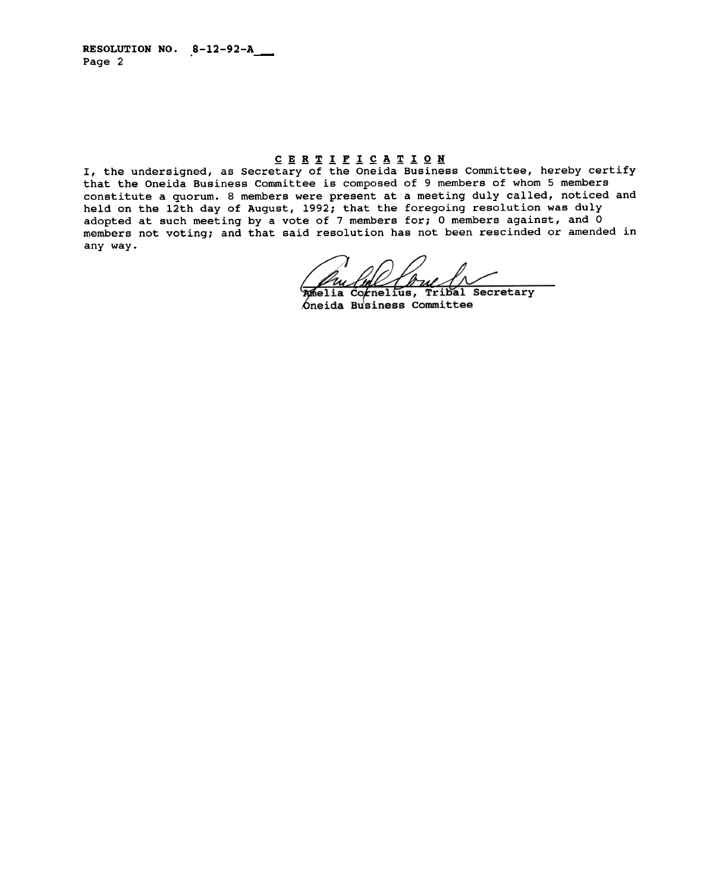**RESOLUTION NO. 8-12-92-A___**
Page 2

## CERTIFICATION

I, the undersigned, as Secretary of the Oneida Business Committee, hereby certify that the Oneida Business Committee is composed of 9 members of whom 5 members constitute a quorum. 8 members were present at a meeting duly called, noticed and held on the 12th day of August, 1992; that the foregoing resolution was duly adopted at such meeting by a vote of 7 members for; 0 members against, and 0 members not voting; and that said resolution has not been rescinded or amended in any way.

Amelia Cornelius, Tribal Secretary
Oneida Business Committee